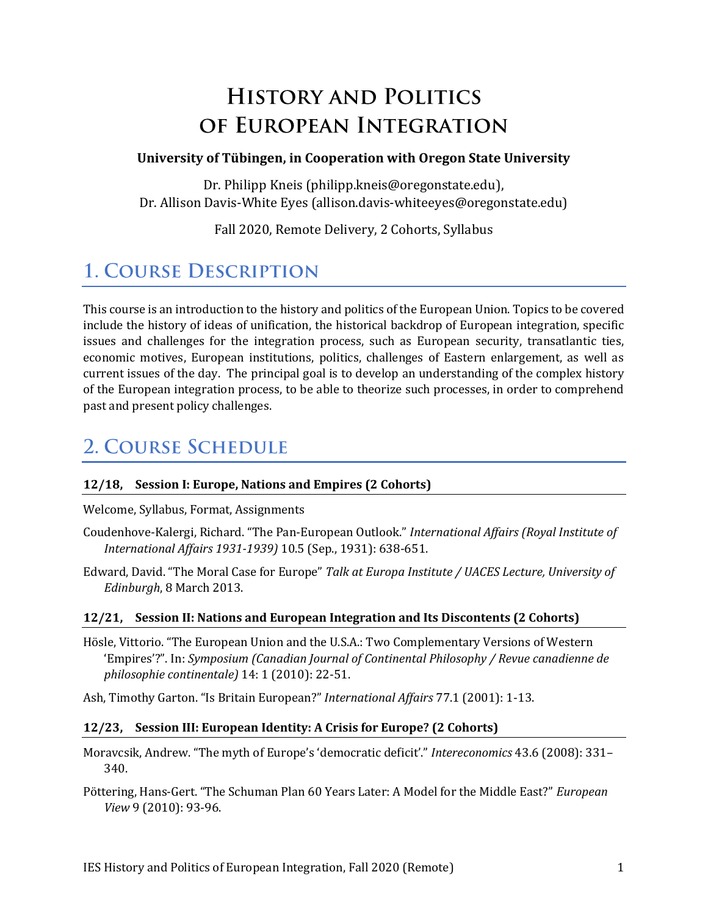# History and Politics of European Integration

**University of Tübingen, in Cooperation with Oregon State University**

Dr. Philipp Kneis (philipp.kneis@oregonstate.edu),
Dr. Allison Davis-White Eyes (allison.davis-whiteeyes@oregonstate.edu)

Fall 2020, Remote Delivery, 2 Cohorts, Syllabus

## 1. Course Description

This course is an introduction to the history and politics of the European Union. Topics to be covered include the history of ideas of unification, the historical backdrop of European integration, specific issues and challenges for the integration process, such as European security, transatlantic ties, economic motives, European institutions, politics, challenges of Eastern enlargement, as well as current issues of the day. The principal goal is to develop an understanding of the complex history of the European integration process, to be able to theorize such processes, in order to comprehend past and present policy challenges.

## 2. Course Schedule

### 12/18, Session I: Europe, Nations and Empires (2 Cohorts)

Welcome, Syllabus, Format, Assignments

Coudenhove-Kalergi, Richard. "The Pan-European Outlook." *International Affairs (Royal Institute of International Affairs 1931-1939)* 10.5 (Sep., 1931): 638-651.

Edward, David. "The Moral Case for Europe" *Talk at Europa Institute / UACES Lecture, University of Edinburgh*, 8 March 2013.

### 12/21, Session II: Nations and European Integration and Its Discontents (2 Cohorts)

Hösle, Vittorio. "The European Union and the U.S.A.: Two Complementary Versions of Western 'Empires'?". In: *Symposium (Canadian Journal of Continental Philosophy / Revue canadienne de philosophie continentale)* 14: 1 (2010): 22-51.

Ash, Timothy Garton. "Is Britain European?" *International Affairs* 77.1 (2001): 1-13.

### 12/23, Session III: European Identity: A Crisis for Europe? (2 Cohorts)

Moravcsik, Andrew. "The myth of Europe's 'democratic deficit'." *Intereconomics* 43.6 (2008): 331–340.

Pöttering, Hans-Gert. "The Schuman Plan 60 Years Later: A Model for the Middle East?" *European View* 9 (2010): 93-96.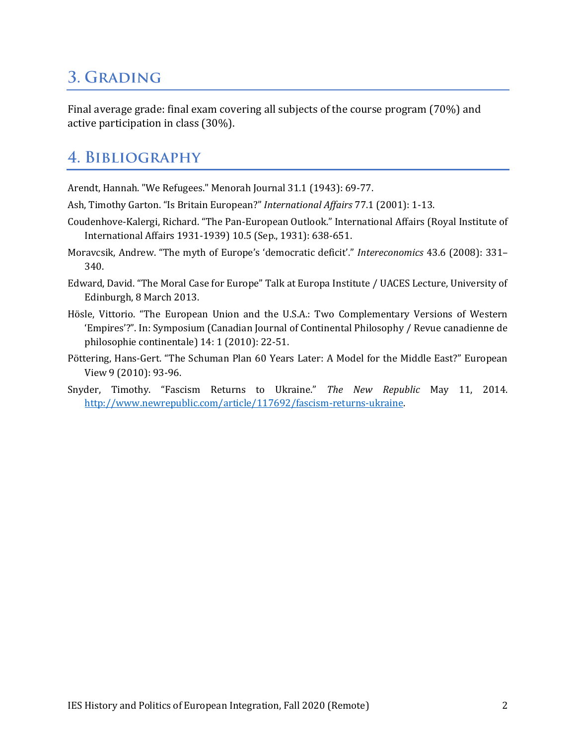## 3. Grading

Final average grade: final exam covering all subjects of the course program (70%) and active participation in class (30%).

## 4. Bibliography

Arendt, Hannah. "We Refugees." Menorah Journal 31.1 (1943): 69-77.

Ash, Timothy Garton. "Is Britain European?" *International Affairs* 77.1 (2001): 1-13.

Coudenhove-Kalergi, Richard. "The Pan-European Outlook." International Affairs (Royal Institute of International Affairs 1931-1939) 10.5 (Sep., 1931): 638-651.

Moravcsik, Andrew. "The myth of Europe's 'democratic deficit'." *Intereconomics* 43.6 (2008): 331–340.

Edward, David. "The Moral Case for Europe" Talk at Europa Institute / UACES Lecture, University of Edinburgh, 8 March 2013.

Hösle, Vittorio. "The European Union and the U.S.A.: Two Complementary Versions of Western 'Empires'?". In: Symposium (Canadian Journal of Continental Philosophy / Revue canadienne de philosophie continentale) 14: 1 (2010): 22-51.

Pöttering, Hans-Gert. "The Schuman Plan 60 Years Later: A Model for the Middle East?" European View 9 (2010): 93-96.

Snyder, Timothy. "Fascism Returns to Ukraine." *The New Republic* May 11, 2014. http://www.newrepublic.com/article/117692/fascism-returns-ukraine.